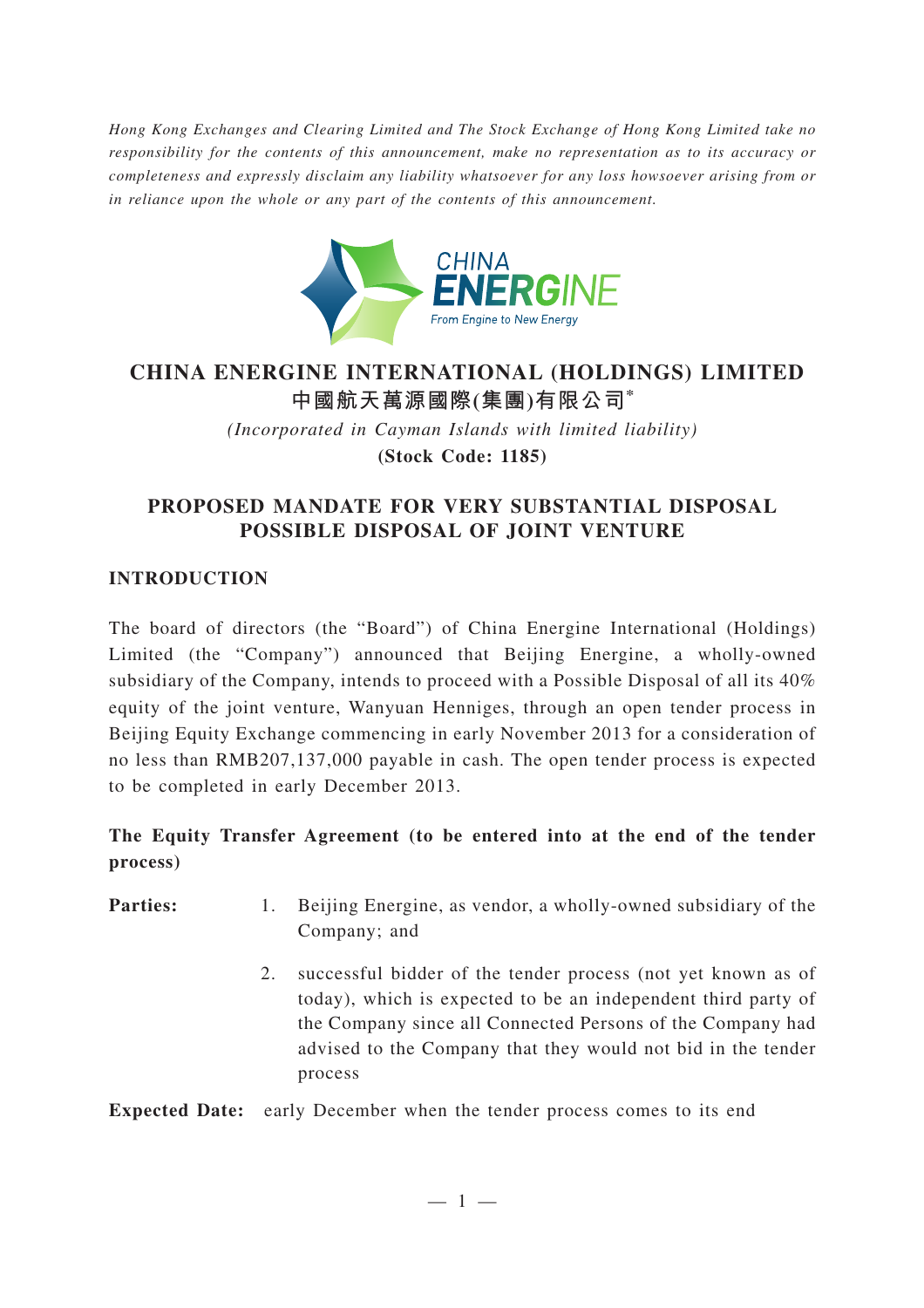*Hong Kong Exchanges and Clearing Limited and The Stock Exchange of Hong Kong Limited take no responsibility for the contents of this announcement, make no representation as to its accuracy or completeness and expressly disclaim any liability whatsoever for any loss howsoever arising from or in reliance upon the whole or any part of the contents of this announcement.*

CHINA ENERGINE

From Engine to New Energy

# CHINA ENERGINE INTERNATIONAL (HOLDINGS) LIMITED
# 中國航天萬源國際(集團)有限公司*

*(Incorporated in Cayman Islands with limited liability)*

**(Stock Code: 1185)**

## PROPOSED MANDATE FOR VERY SUBSTANTIAL DISPOSAL POSSIBLE DISPOSAL OF JOINT VENTURE

### INTRODUCTION

The board of directors (the "Board") of China Energine International (Holdings) Limited (the "Company") announced that Beijing Energine, a wholly-owned subsidiary of the Company, intends to proceed with a Possible Disposal of all its 40% equity of the joint venture, Wanyuan Henniges, through an open tender process in Beijing Equity Exchange commencing in early November 2013 for a consideration of no less than RMB207,137,000 payable in cash. The open tender process is expected to be completed in early December 2013.

**The Equity Transfer Agreement (to be entered into at the end of the tender process)**

**Parties:**

1. Beijing Energine, as vendor, a wholly-owned subsidiary of the Company; and
2. successful bidder of the tender process (not yet known as of today), which is expected to be an independent third party of the Company since all Connected Persons of the Company had advised to the Company that they would not bid in the tender process

**Expected Date:** early December when the tender process comes to its end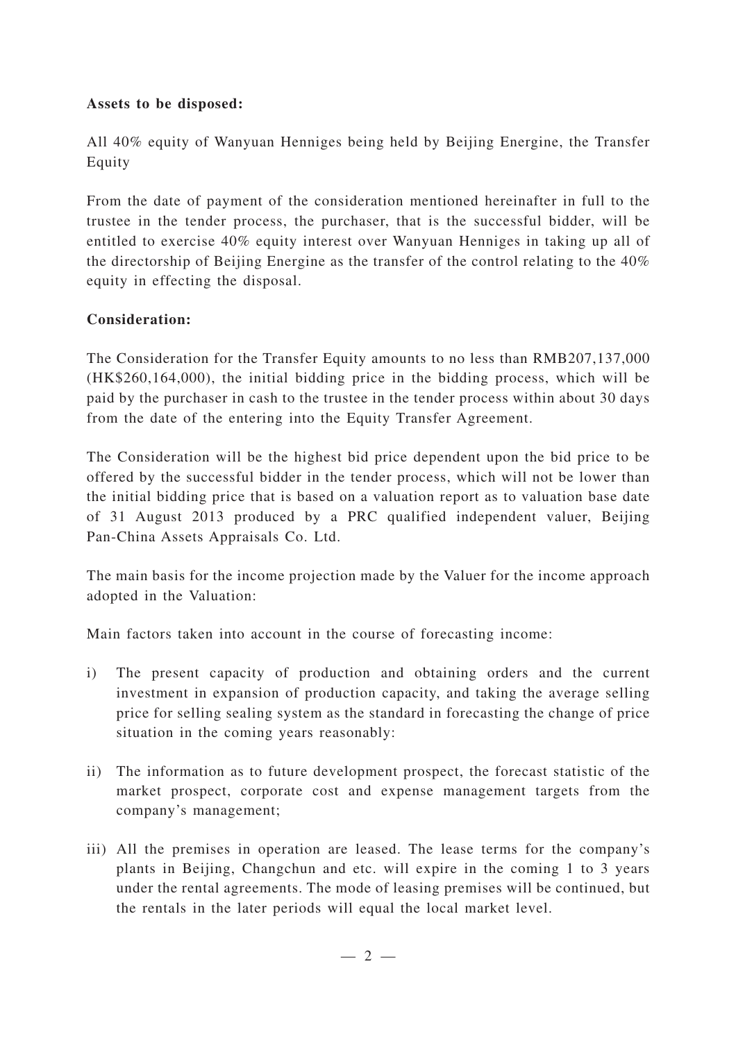**Assets to be disposed:**

All 40% equity of Wanyuan Henniges being held by Beijing Energine, the Transfer Equity

From the date of payment of the consideration mentioned hereinafter in full to the trustee in the tender process, the purchaser, that is the successful bidder, will be entitled to exercise 40% equity interest over Wanyuan Henniges in taking up all of the directorship of Beijing Energine as the transfer of the control relating to the 40% equity in effecting the disposal.

**Consideration:**

The Consideration for the Transfer Equity amounts to no less than RMB207,137,000 (HK$260,164,000), the initial bidding price in the bidding process, which will be paid by the purchaser in cash to the trustee in the tender process within about 30 days from the date of the entering into the Equity Transfer Agreement.

The Consideration will be the highest bid price dependent upon the bid price to be offered by the successful bidder in the tender process, which will not be lower than the initial bidding price that is based on a valuation report as to valuation base date of 31 August 2013 produced by a PRC qualified independent valuer, Beijing Pan-China Assets Appraisals Co. Ltd.

The main basis for the income projection made by the Valuer for the income approach adopted in the Valuation:

Main factors taken into account in the course of forecasting income:

i) The present capacity of production and obtaining orders and the current investment in expansion of production capacity, and taking the average selling price for selling sealing system as the standard in forecasting the change of price situation in the coming years reasonably:

ii) The information as to future development prospect, the forecast statistic of the market prospect, corporate cost and expense management targets from the company's management;

iii) All the premises in operation are leased. The lease terms for the company's plants in Beijing, Changchun and etc. will expire in the coming 1 to 3 years under the rental agreements. The mode of leasing premises will be continued, but the rentals in the later periods will equal the local market level.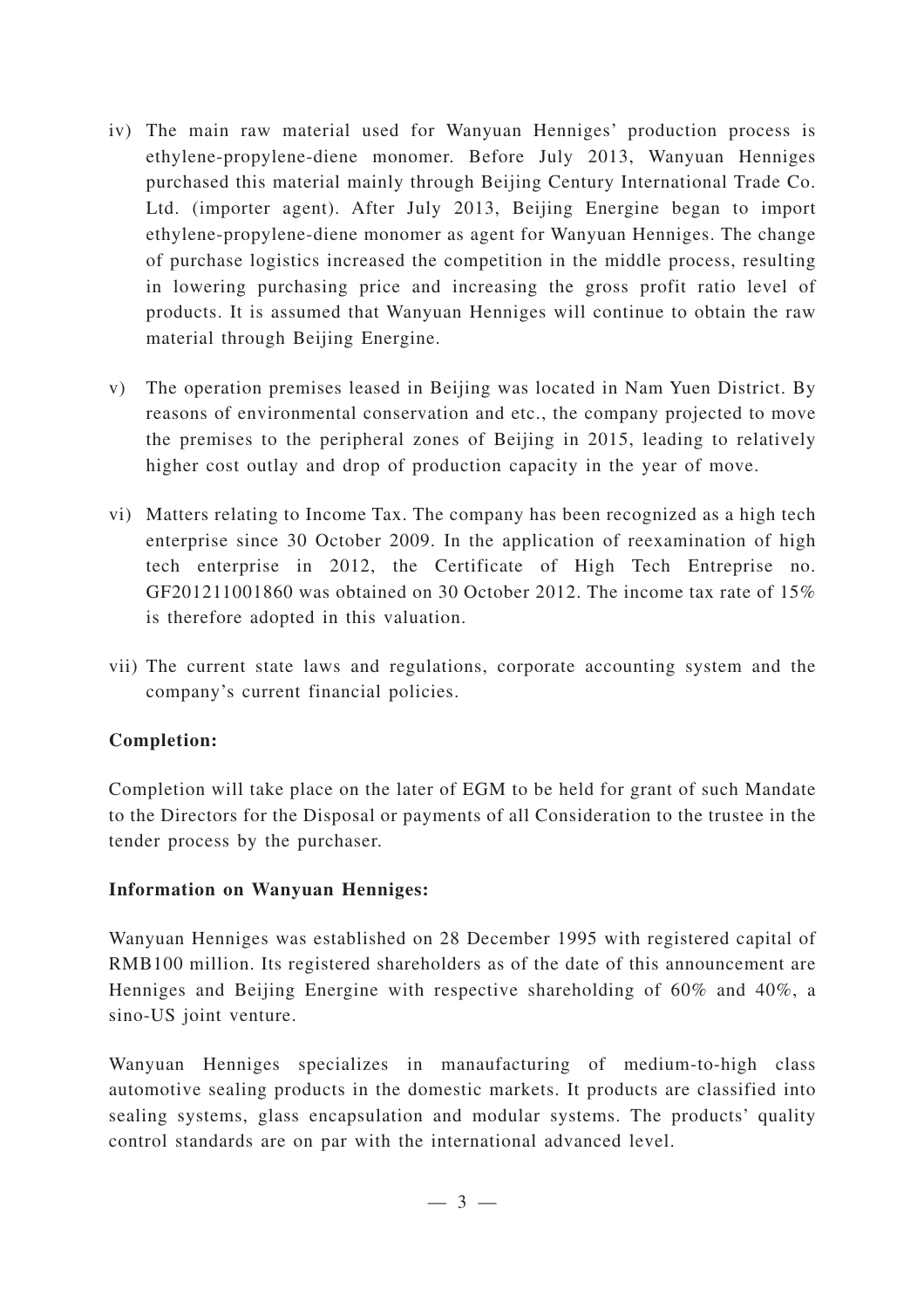iv) The main raw material used for Wanyuan Henniges' production process is ethylene-propylene-diene monomer. Before July 2013, Wanyuan Henniges purchased this material mainly through Beijing Century International Trade Co. Ltd. (importer agent). After July 2013, Beijing Energine began to import ethylene-propylene-diene monomer as agent for Wanyuan Henniges. The change of purchase logistics increased the competition in the middle process, resulting in lowering purchasing price and increasing the gross profit ratio level of products. It is assumed that Wanyuan Henniges will continue to obtain the raw material through Beijing Energine.

v) The operation premises leased in Beijing was located in Nam Yuen District. By reasons of environmental conservation and etc., the company projected to move the premises to the peripheral zones of Beijing in 2015, leading to relatively higher cost outlay and drop of production capacity in the year of move.

vi) Matters relating to Income Tax. The company has been recognized as a high tech enterprise since 30 October 2009. In the application of reexamination of high tech enterprise in 2012, the Certificate of High Tech Entreprise no. GF201211001860 was obtained on 30 October 2012. The income tax rate of 15% is therefore adopted in this valuation.

vii) The current state laws and regulations, corporate accounting system and the company's current financial policies.

**Completion:**

Completion will take place on the later of EGM to be held for grant of such Mandate to the Directors for the Disposal or payments of all Consideration to the trustee in the tender process by the purchaser.

**Information on Wanyuan Henniges:**

Wanyuan Henniges was established on 28 December 1995 with registered capital of RMB100 million. Its registered shareholders as of the date of this announcement are Henniges and Beijing Energine with respective shareholding of 60% and 40%, a sino-US joint venture.

Wanyuan Henniges specializes in manaufacturing of medium-to-high class automotive sealing products in the domestic markets. It products are classified into sealing systems, glass encapsulation and modular systems. The products' quality control standards are on par with the international advanced level.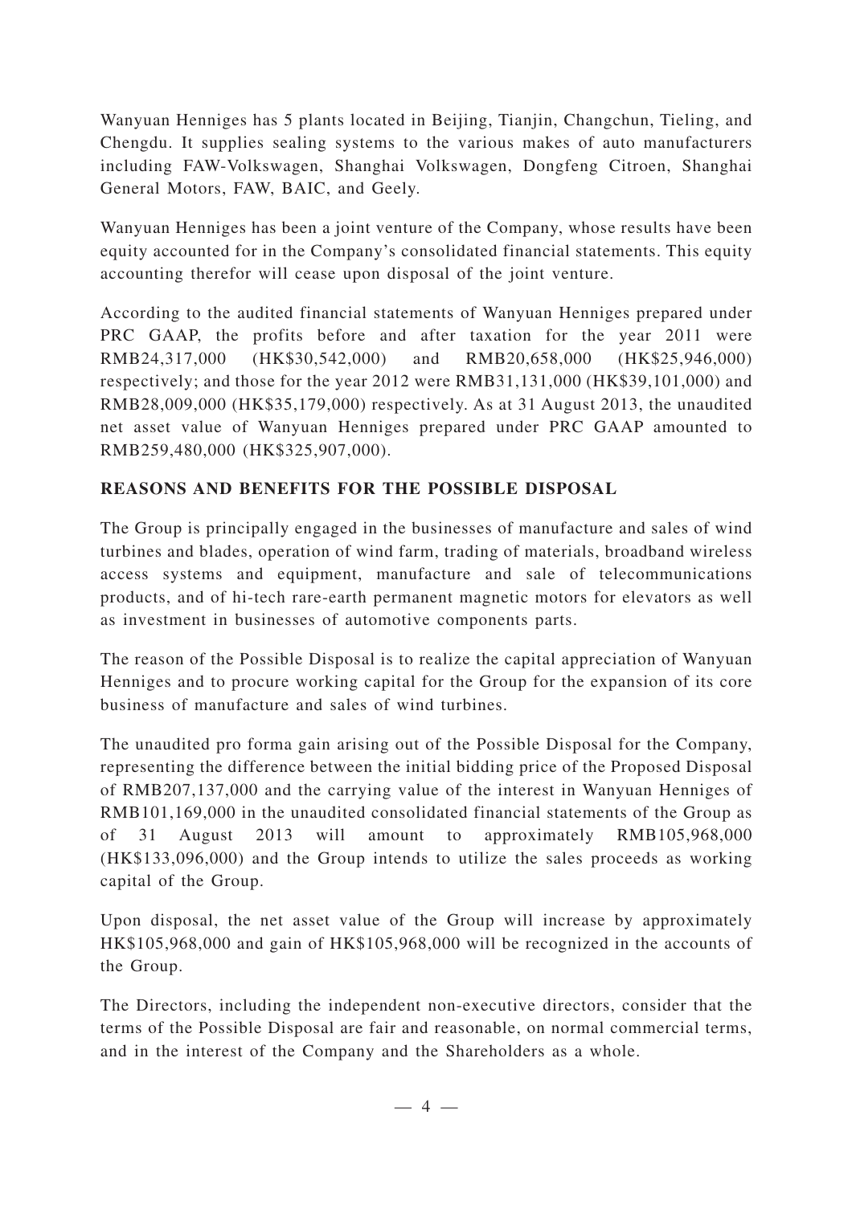Wanyuan Henniges has 5 plants located in Beijing, Tianjin, Changchun, Tieling, and Chengdu. It supplies sealing systems to the various makes of auto manufacturers including FAW-Volkswagen, Shanghai Volkswagen, Dongfeng Citroen, Shanghai General Motors, FAW, BAIC, and Geely.

Wanyuan Henniges has been a joint venture of the Company, whose results have been equity accounted for in the Company's consolidated financial statements. This equity accounting therefor will cease upon disposal of the joint venture.

According to the audited financial statements of Wanyuan Henniges prepared under PRC GAAP, the profits before and after taxation for the year 2011 were RMB24,317,000 (HK$30,542,000) and RMB20,658,000 (HK$25,946,000) respectively; and those for the year 2012 were RMB31,131,000 (HK$39,101,000) and RMB28,009,000 (HK$35,179,000) respectively. As at 31 August 2013, the unaudited net asset value of Wanyuan Henniges prepared under PRC GAAP amounted to RMB259,480,000 (HK$325,907,000).

**REASONS AND BENEFITS FOR THE POSSIBLE DISPOSAL**

The Group is principally engaged in the businesses of manufacture and sales of wind turbines and blades, operation of wind farm, trading of materials, broadband wireless access systems and equipment, manufacture and sale of telecommunications products, and of hi-tech rare-earth permanent magnetic motors for elevators as well as investment in businesses of automotive components parts.

The reason of the Possible Disposal is to realize the capital appreciation of Wanyuan Henniges and to procure working capital for the Group for the expansion of its core business of manufacture and sales of wind turbines.

The unaudited pro forma gain arising out of the Possible Disposal for the Company, representing the difference between the initial bidding price of the Proposed Disposal of RMB207,137,000 and the carrying value of the interest in Wanyuan Henniges of RMB101,169,000 in the unaudited consolidated financial statements of the Group as of 31 August 2013 will amount to approximately RMB105,968,000 (HK$133,096,000) and the Group intends to utilize the sales proceeds as working capital of the Group.

Upon disposal, the net asset value of the Group will increase by approximately HK$105,968,000 and gain of HK$105,968,000 will be recognized in the accounts of the Group.

The Directors, including the independent non-executive directors, consider that the terms of the Possible Disposal are fair and reasonable, on normal commercial terms, and in the interest of the Company and the Shareholders as a whole.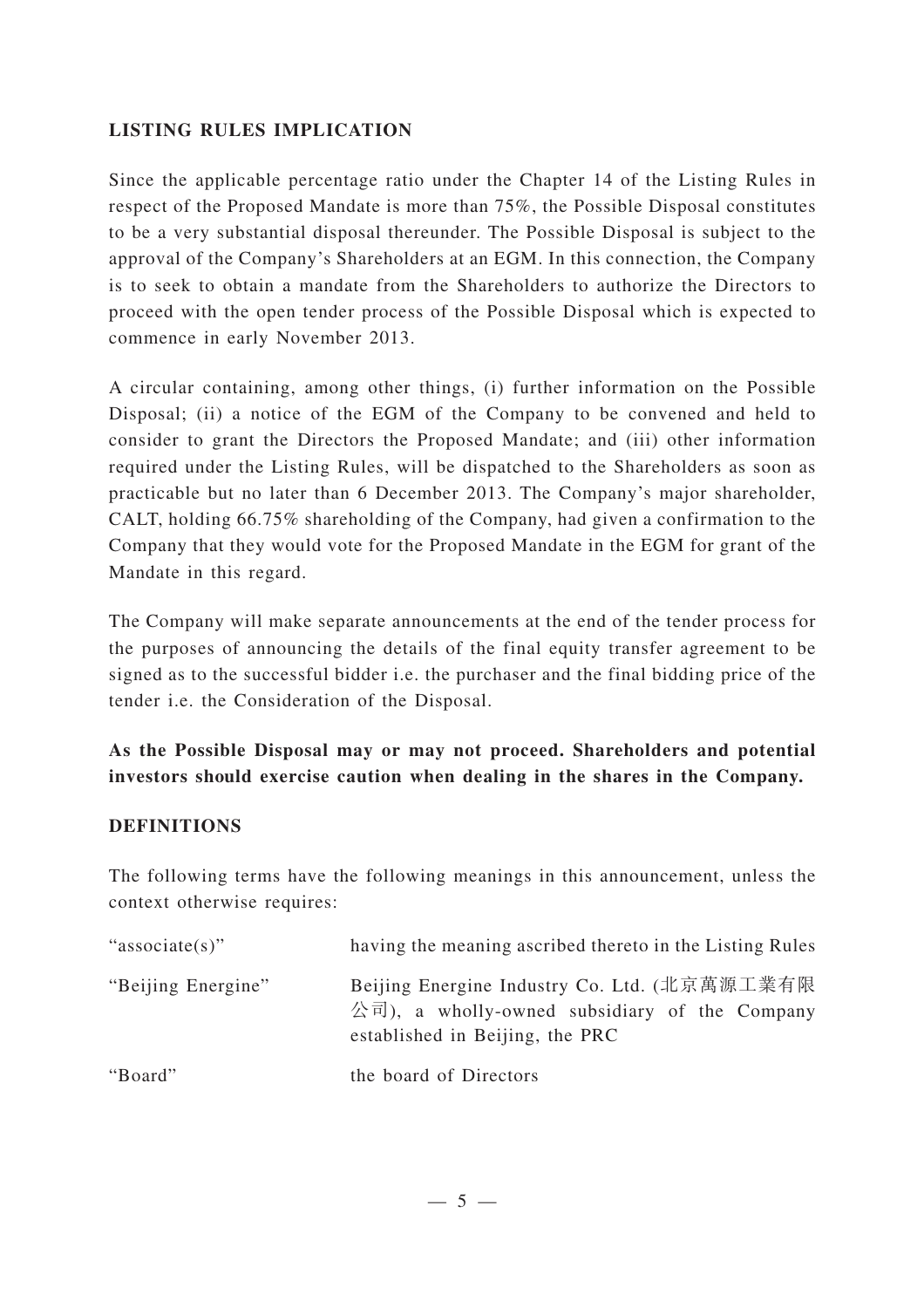## LISTING RULES IMPLICATION

Since the applicable percentage ratio under the Chapter 14 of the Listing Rules in respect of the Proposed Mandate is more than 75%, the Possible Disposal constitutes to be a very substantial disposal thereunder. The Possible Disposal is subject to the approval of the Company's Shareholders at an EGM. In this connection, the Company is to seek to obtain a mandate from the Shareholders to authorize the Directors to proceed with the open tender process of the Possible Disposal which is expected to commence in early November 2013.

A circular containing, among other things, (i) further information on the Possible Disposal; (ii) a notice of the EGM of the Company to be convened and held to consider to grant the Directors the Proposed Mandate; and (iii) other information required under the Listing Rules, will be dispatched to the Shareholders as soon as practicable but no later than 6 December 2013. The Company's major shareholder, CALT, holding 66.75% shareholding of the Company, had given a confirmation to the Company that they would vote for the Proposed Mandate in the EGM for grant of the Mandate in this regard.

The Company will make separate announcements at the end of the tender process for the purposes of announcing the details of the final equity transfer agreement to be signed as to the successful bidder i.e. the purchaser and the final bidding price of the tender i.e. the Consideration of the Disposal.

**As the Possible Disposal may or may not proceed. Shareholders and potential investors should exercise caution when dealing in the shares in the Company.**

## DEFINITIONS

The following terms have the following meanings in this announcement, unless the context otherwise requires:

| | |
|---|---|
| "associate(s)" | having the meaning ascribed thereto in the Listing Rules |
| "Beijing Energine" | Beijing Energine Industry Co. Ltd. (北京萬源工業有限公司), a wholly-owned subsidiary of the Company established in Beijing, the PRC |
| "Board" | the board of Directors |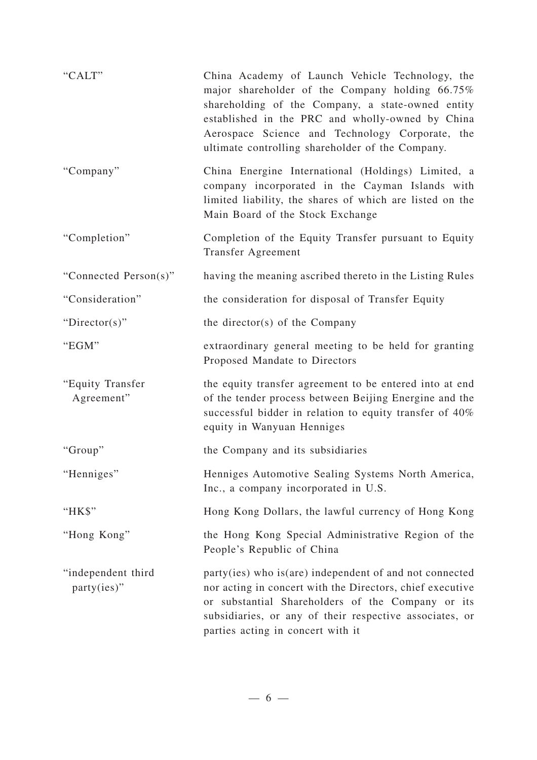| | |
|---|---|
| "CALT" | China Academy of Launch Vehicle Technology, the major shareholder of the Company holding 66.75% shareholding of the Company, a state-owned entity established in the PRC and wholly-owned by China Aerospace Science and Technology Corporate, the ultimate controlling shareholder of the Company. |
| "Company" | China Energine International (Holdings) Limited, a company incorporated in the Cayman Islands with limited liability, the shares of which are listed on the Main Board of the Stock Exchange |
| "Completion" | Completion of the Equity Transfer pursuant to Equity Transfer Agreement |
| "Connected Person(s)" | having the meaning ascribed thereto in the Listing Rules |
| "Consideration" | the consideration for disposal of Transfer Equity |
| "Director(s)" | the director(s) of the Company |
| "EGM" | extraordinary general meeting to be held for granting Proposed Mandate to Directors |
| "Equity Transfer Agreement" | the equity transfer agreement to be entered into at end of the tender process between Beijing Energine and the successful bidder in relation to equity transfer of 40% equity in Wanyuan Henniges |
| "Group" | the Company and its subsidiaries |
| "Henniges" | Henniges Automotive Sealing Systems North America, Inc., a company incorporated in U.S. |
| "HK$" | Hong Kong Dollars, the lawful currency of Hong Kong |
| "Hong Kong" | the Hong Kong Special Administrative Region of the People's Republic of China |
| "independent third party(ies)" | party(ies) who is(are) independent of and not connected nor acting in concert with the Directors, chief executive or substantial Shareholders of the Company or its subsidiaries, or any of their respective associates, or parties acting in concert with it |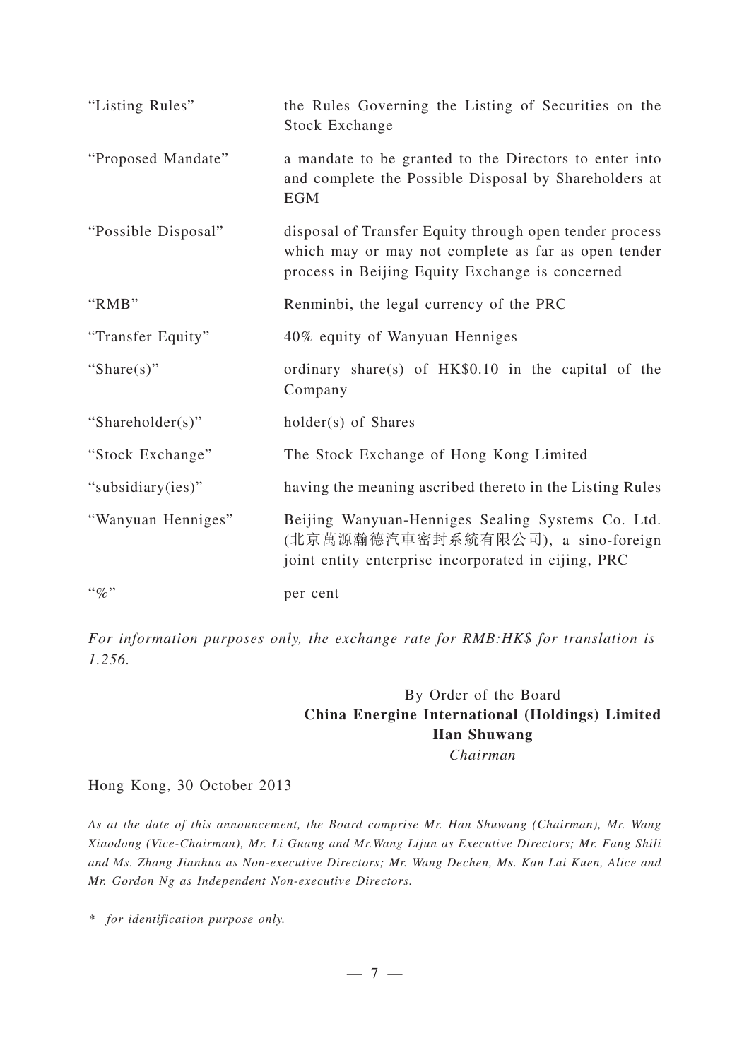| | |
|---|---|
| "Listing Rules" | the Rules Governing the Listing of Securities on the Stock Exchange |
| "Proposed Mandate" | a mandate to be granted to the Directors to enter into and complete the Possible Disposal by Shareholders at EGM |
| "Possible Disposal" | disposal of Transfer Equity through open tender process which may or may not complete as far as open tender process in Beijing Equity Exchange is concerned |
| "RMB" | Renminbi, the legal currency of the PRC |
| "Transfer Equity" | 40% equity of Wanyuan Henniges |
| "Share(s)" | ordinary share(s) of HK$0.10 in the capital of the Company |
| "Shareholder(s)" | holder(s) of Shares |
| "Stock Exchange" | The Stock Exchange of Hong Kong Limited |
| "subsidiary(ies)" | having the meaning ascribed thereto in the Listing Rules |
| "Wanyuan Henniges" | Beijing Wanyuan-Henniges Sealing Systems Co. Ltd. (北京萬源瀚德汽車密封系統有限公司), a sino-foreign joint entity enterprise incorporated in eijing, PRC |
| "%" | per cent |

*For information purposes only, the exchange rate for RMB:HK$ for translation is 1.256.*

By Order of the Board
**China Energine International (Holdings) Limited**
**Han Shuwang**
*Chairman*

Hong Kong, 30 October 2013

*As at the date of this announcement, the Board comprise Mr. Han Shuwang (Chairman), Mr. Wang Xiaodong (Vice-Chairman), Mr. Li Guang and Mr.Wang Lijun as Executive Directors; Mr. Fang Shili and Ms. Zhang Jianhua as Non-executive Directors; Mr. Wang Dechen, Ms. Kan Lai Kuen, Alice and Mr. Gordon Ng as Independent Non-executive Directors.*

\* *for identification purpose only.*